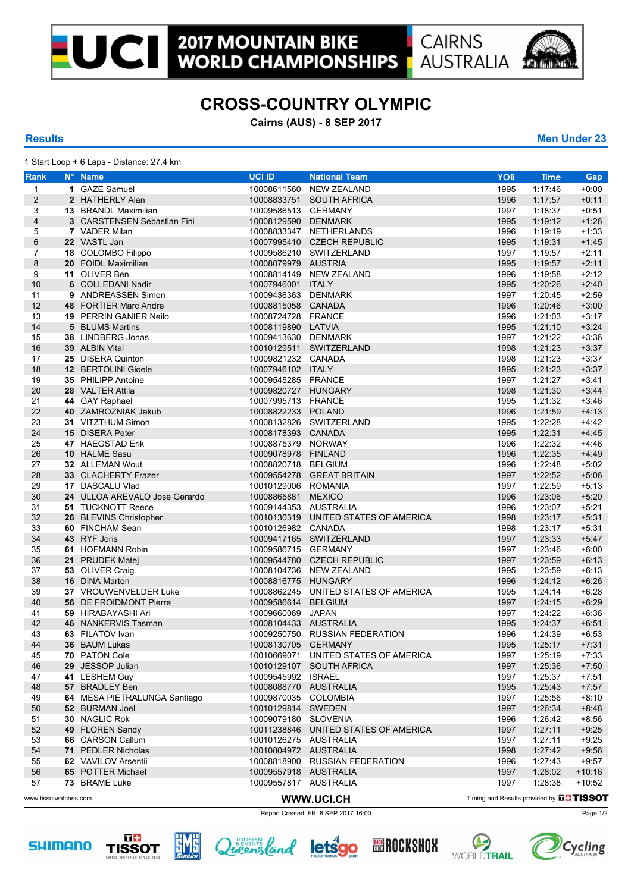# 2017 MOUNTAIN BIKE WORLD CHAMPIONSHIPS

CAIRNS AUSTRALIA

## CROSS-COUNTRY OLYMPIC

**Cairns (AUS) - 8 SEP 2017**

**Results** **Men Under 23**

1 Start Loop + 6 Laps - Distance: 27.4 km

| Rank | N° | Name | UCI ID | National Team | YOB | Time | Gap |
|---|---|---|---|---|---|---|---|
| 1 | **1** | GAZE Samuel | 10008611560 | NEW ZEALAND | 1995 | 1:17:46 | +0:00 |
| 2 | **2** | HATHERLY Alan | 10008833751 | SOUTH AFRICA | 1996 | 1:17:57 | +0:11 |
| 3 | **13** | BRANDL Maximilian | 10009586513 | GERMANY | 1997 | 1:18:37 | +0:51 |
| 4 | **3** | CARSTENSEN Sebastian Fini | 10008129590 | DENMARK | 1995 | 1:19:12 | +1:26 |
| 5 | **7** | VADER Milan | 10008833347 | NETHERLANDS | 1996 | 1:19:19 | +1:33 |
| 6 | **22** | VASTL Jan | 10007995410 | CZECH REPUBLIC | 1995 | 1:19:31 | +1:45 |
| 7 | **18** | COLOMBO Filippo | 10009586210 | SWITZERLAND | 1997 | 1:19:57 | +2:11 |
| 8 | **20** | FOIDL Maximilian | 10008079979 | AUSTRIA | 1995 | 1:19:57 | +2:11 |
| 9 | **11** | OLIVER Ben | 10008814149 | NEW ZEALAND | 1996 | 1:19:58 | +2:12 |
| 10 | **6** | COLLEDANI Nadir | 10007946001 | ITALY | 1995 | 1:20:26 | +2:40 |
| 11 | **9** | ANDREASSEN Simon | 10009436363 | DENMARK | 1997 | 1:20:45 | +2:59 |
| 12 | **48** | FORTIER Marc Andre | 10008815058 | CANADA | 1996 | 1:20:46 | +3:00 |
| 13 | **19** | PERRIN GANIER Neilo | 10008724728 | FRANCE | 1996 | 1:21:03 | +3:17 |
| 14 | **5** | BLUMS Martins | 10008119890 | LATVIA | 1995 | 1:21:10 | +3:24 |
| 15 | **38** | LINDBERG Jonas | 10009413630 | DENMARK | 1997 | 1:21:22 | +3:36 |
| 16 | **39** | ALBIN Vital | 10010129511 | SWITZERLAND | 1998 | 1:21:23 | +3:37 |
| 17 | **25** | DISERA Quinton | 10009821232 | CANADA | 1998 | 1:21:23 | +3:37 |
| 18 | **12** | BERTOLINI Gioele | 10007946102 | ITALY | 1995 | 1:21:23 | +3:37 |
| 19 | **35** | PHILIPP Antoine | 10009545285 | FRANCE | 1997 | 1:21:27 | +3:41 |
| 20 | **28** | VALTER Attila | 10009820727 | HUNGARY | 1998 | 1:21:30 | +3:44 |
| 21 | **44** | GAY Raphael | 10007995713 | FRANCE | 1995 | 1:21:32 | +3:46 |
| 22 | **40** | ZAMROZNIAK Jakub | 10008822233 | POLAND | 1996 | 1:21:59 | +4:13 |
| 23 | **31** | VITZTHUM Simon | 10008132826 | SWITZERLAND | 1995 | 1:22:28 | +4:42 |
| 24 | **15** | DISERA Peter | 10008178393 | CANADA | 1995 | 1:22:31 | +4:45 |
| 25 | **47** | HAEGSTAD Erik | 10008875379 | NORWAY | 1996 | 1:22:32 | +4:46 |
| 26 | **10** | HALME Sasu | 10009078978 | FINLAND | 1996 | 1:22:35 | +4:49 |
| 27 | **32** | ALLEMAN Wout | 10008820718 | BELGIUM | 1996 | 1:22:48 | +5:02 |
| 28 | **33** | CLACHERTY Frazer | 10009554278 | GREAT BRITAIN | 1997 | 1:22:52 | +5:06 |
| 29 | **17** | DASCALU Vlad | 10010129006 | ROMANIA | 1997 | 1:22:59 | +5:13 |
| 30 | **24** | ULLOA AREVALO Jose Gerardo | 10008865881 | MEXICO | 1996 | 1:23:06 | +5:20 |
| 31 | **51** | TUCKNOTT Reece | 10009144353 | AUSTRALIA | 1996 | 1:23:07 | +5:21 |
| 32 | **26** | BLEVINS Christopher | 10010130319 | UNITED STATES OF AMERICA | 1998 | 1:23:17 | +5:31 |
| 33 | **60** | FINCHAM Sean | 10010126982 | CANADA | 1998 | 1:23:17 | +5:31 |
| 34 | **43** | RYF Joris | 10009417165 | SWITZERLAND | 1997 | 1:23:33 | +5:47 |
| 35 | **61** | HOFMANN Robin | 10009586715 | GERMANY | 1997 | 1:23:46 | +6:00 |
| 36 | **21** | PRUDEK Matej | 10009544780 | CZECH REPUBLIC | 1997 | 1:23:59 | +6:13 |
| 37 | **53** | OLIVER Craig | 10008104736 | NEW ZEALAND | 1995 | 1:23:59 | +6:13 |
| 38 | **16** | DINA Marton | 10008816775 | HUNGARY | 1996 | 1:24:12 | +6:26 |
| 39 | **37** | VROUWENVELDER Luke | 10008862245 | UNITED STATES OF AMERICA | 1995 | 1:24:14 | +6:28 |
| 40 | **56** | DE FROIDMONT Pierre | 10009586614 | BELGIUM | 1997 | 1:24:15 | +6:29 |
| 41 | **59** | HIRABAYASHI Ari | 10009660069 | JAPAN | 1997 | 1:24:22 | +6:36 |
| 42 | **46** | NANKERVIS Tasman | 10008104433 | AUSTRALIA | 1995 | 1:24:37 | +6:51 |
| 43 | **63** | FILATOV Ivan | 10009250750 | RUSSIAN FEDERATION | 1996 | 1:24:39 | +6:53 |
| 44 | **36** | BAUM Lukas | 10008130705 | GERMANY | 1995 | 1:25:17 | +7:31 |
| 45 | **70** | PATON Cole | 10010669071 | UNITED STATES OF AMERICA | 1997 | 1:25:19 | +7:33 |
| 46 | **29** | JESSOP Julian | 10010129107 | SOUTH AFRICA | 1997 | 1:25:36 | +7:50 |
| 47 | **41** | LESHEM Guy | 10009545992 | ISRAEL | 1997 | 1:25:37 | +7:51 |
| 48 | **57** | BRADLEY Ben | 10008088770 | AUSTRALIA | 1995 | 1:25:43 | +7:57 |
| 49 | **64** | MESA PIETRALUNGA Santiago | 10009870035 | COLOMBIA | 1997 | 1:25:56 | +8:10 |
| 50 | **52** | BURMAN Joel | 10010129814 | SWEDEN | 1997 | 1:26:34 | +8:48 |
| 51 | **30** | NAGLIC Rok | 10009079180 | SLOVENIA | 1996 | 1:26:42 | +8:56 |
| 52 | **49** | FLOREN Sandy | 10011238846 | UNITED STATES OF AMERICA | 1997 | 1:27:11 | +9:25 |
| 53 | **66** | CARSON Callum | 10010126275 | AUSTRALIA | 1997 | 1:27:11 | +9:25 |
| 54 | **71** | PEDLER Nicholas | 10010804972 | AUSTRALIA | 1998 | 1:27:42 | +9:56 |
| 55 | **62** | VAVILOV Arsentii | 10008818900 | RUSSIAN FEDERATION | 1996 | 1:27:43 | +9:57 |
| 56 | **65** | POTTER Michael | 10009557918 | AUSTRALIA | 1997 | 1:28:02 | +10:16 |
| 57 | **73** | BRAME Luke | 10009557817 | AUSTRALIA | 1997 | 1:28:38 | +10:52 |

www.tissotwatches.com WWW.UCI.CH Timing and Results provided by TISSOT

Report Created FRI 8 SEP 2017 16:00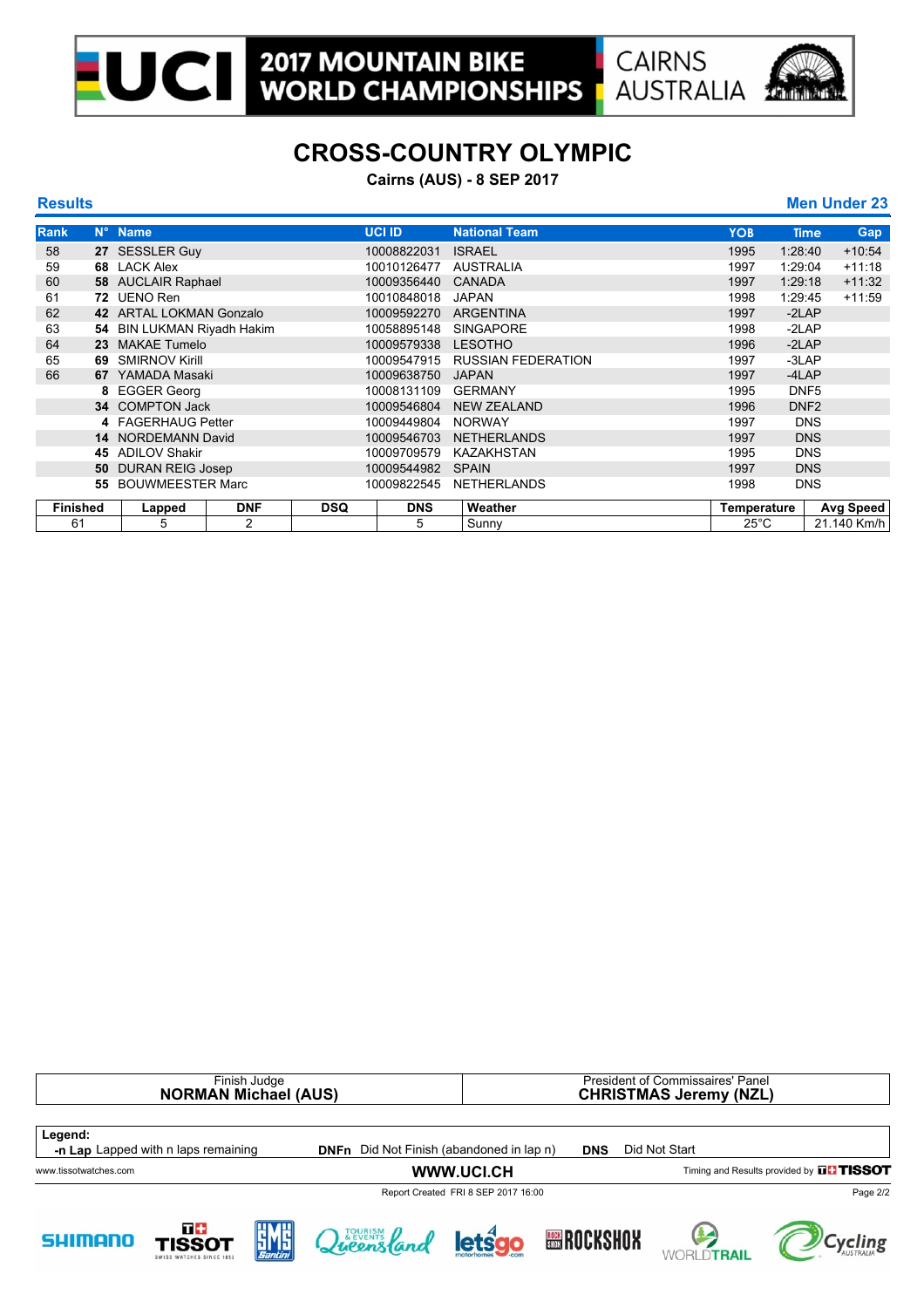# CROSS-COUNTRY OLYMPIC

**Cairns (AUS) - 8 SEP 2017**

**Results** — **Men Under 23**

| Rank | N° | Name | UCI ID | National Team | YOB | Time | Gap |
|---|---|---|---|---|---|---|---|
| 58 | 27 | SESSLER Guy | 10008822031 | ISRAEL | 1995 | 1:28:40 | +10:54 |
| 59 | 68 | LACK Alex | 10010126477 | AUSTRALIA | 1997 | 1:29:04 | +11:18 |
| 60 | 58 | AUCLAIR Raphael | 10009356440 | CANADA | 1997 | 1:29:18 | +11:32 |
| 61 | 72 | UENO Ren | 10010848018 | JAPAN | 1998 | 1:29:45 | +11:59 |
| 62 | 42 | ARTAL LOKMAN Gonzalo | 10009592270 | ARGENTINA | 1997 | -2LAP | |
| 63 | 54 | BIN LUKMAN Riyadh Hakim | 10058895148 | SINGAPORE | 1998 | -2LAP | |
| 64 | 23 | MAKAE Tumelo | 10009579338 | LESOTHO | 1996 | -2LAP | |
| 65 | 69 | SMIRNOV Kirill | 10009547915 | RUSSIAN FEDERATION | 1997 | -3LAP | |
| 66 | 67 | YAMADA Masaki | 10009638750 | JAPAN | 1997 | -4LAP | |
| | 8 | EGGER Georg | 10008131109 | GERMANY | 1995 | DNF5 | |
| | 34 | COMPTON Jack | 10009546804 | NEW ZEALAND | 1996 | DNF2 | |
| | 4 | FAGERHAUG Petter | 10009449804 | NORWAY | 1997 | DNS | |
| | 14 | NORDEMANN David | 10009546703 | NETHERLANDS | 1997 | DNS | |
| | 45 | ADILOV Shakir | 10009709579 | KAZAKHSTAN | 1995 | DNS | |
| | 50 | DURAN REIG Josep | 10009544982 | SPAIN | 1997 | DNS | |
| | 55 | BOUWMEESTER Marc | 10009822545 | NETHERLANDS | 1998 | DNS | |

| Finished | Lapped | DNF | DSQ | DNS | Weather | Temperature | Avg Speed |
|---|---|---|---|---|---|---|---|
| 61 | 5 | 2 | | 5 | Sunny | 25°C | 21.140 Km/h |

| Finish Judge | President of Commissaires' Panel |
|---|---|
| **NORMAN Michael (AUS)** | **CHRISTMAS Jeremy (NZL)** |

**Legend:**
**-n Lap** Lapped with n laps remaining — **DNFn** Did Not Finish (abandoned in lap n) — **DNS** Did Not Start

www.tissotwatches.com — **WWW.UCI.CH** — Timing and Results provided by TISSOT

Report Created FRI 8 SEP 2017 16:00